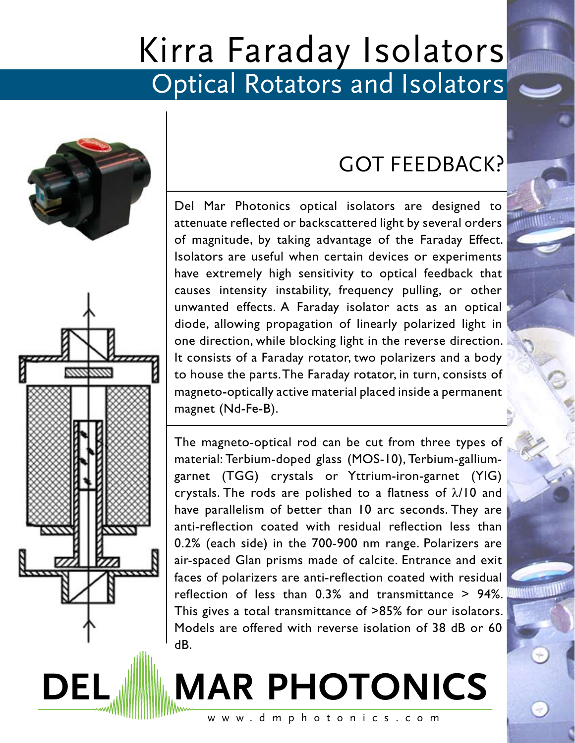# Kirra Faraday Isolators

## Optical Rotators and Isolators

## GOT FEEDBACK?

Del Mar Photonics optical isolators are designed to attenuate reflected or backscattered light by several orders of magnitude, by taking advantage of the Faraday Effect. Isolators are useful when certain devices or experiments have extremely high sensitivity to optical feedback that causes intensity instability, frequency pulling, or other unwanted effects. A Faraday isolator acts as an optical diode, allowing propagation of linearly polarized light in one direction, while blocking light in the reverse direction. It consists of a Faraday rotator, two polarizers and a body to house the parts. The Faraday rotator, in turn, consists of magneto-optically active material placed inside a permanent magnet (Nd-Fe-B).

The magneto-optical rod can be cut from three types of material: Terbium-doped glass (MOS-10), Terbium-gallium-garnet (TGG) crystals or Yttrium-iron-garnet (YIG) crystals. The rods are polished to a flatness of $\lambda/10$ and have parallelism of better than 10 arc seconds. They are anti-reflection coated with residual reflection less than 0.2% (each side) in the 700-900 nm range. Polarizers are air-spaced Glan prisms made of calcite. Entrance and exit faces of polarizers are anti-reflection coated with residual reflection of less than 0.3% and transmittance > 94%. This gives a total transmittance of >85% for our isolators. Models are offered with reverse isolation of 38 dB or 60 dB.

**DEL MAR PHOTONICS**

www.dmphotonics.com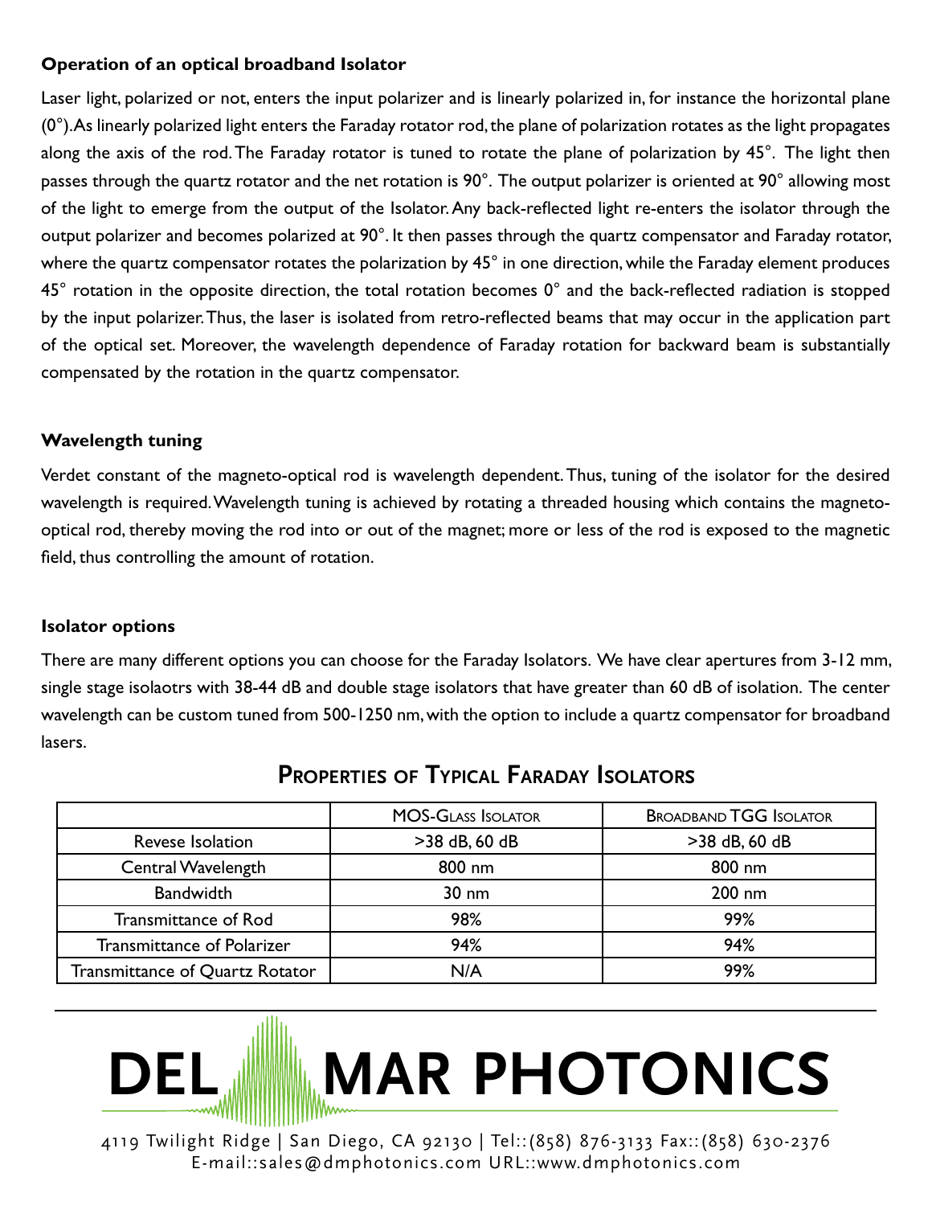### Operation of an optical broadband Isolator

Laser light, polarized or not, enters the input polarizer and is linearly polarized in, for instance the horizontal plane (0°). As linearly polarized light enters the Faraday rotator rod, the plane of polarization rotates as the light propagates along the axis of the rod. The Faraday rotator is tuned to rotate the plane of polarization by 45°. The light then passes through the quartz rotator and the net rotation is 90°. The output polarizer is oriented at 90° allowing most of the light to emerge from the output of the Isolator. Any back-reflected light re-enters the isolator through the output polarizer and becomes polarized at 90°. It then passes through the quartz compensator and Faraday rotator, where the quartz compensator rotates the polarization by 45° in one direction, while the Faraday element produces 45° rotation in the opposite direction, the total rotation becomes 0° and the back-reflected radiation is stopped by the input polarizer. Thus, the laser is isolated from retro-reflected beams that may occur in the application part of the optical set. Moreover, the wavelength dependence of Faraday rotation for backward beam is substantially compensated by the rotation in the quartz compensator.

### Wavelength tuning

Verdet constant of the magneto-optical rod is wavelength dependent. Thus, tuning of the isolator for the desired wavelength is required. Wavelength tuning is achieved by rotating a threaded housing which contains the magneto-optical rod, thereby moving the rod into or out of the magnet; more or less of the rod is exposed to the magnetic field, thus controlling the amount of rotation.

### Isolator options

There are many different options you can choose for the Faraday Isolators. We have clear apertures from 3-12 mm, single stage isolaotrs with 38-44 dB and double stage isolators that have greater than 60 dB of isolation. The center wavelength can be custom tuned from 500-1250 nm, with the option to include a quartz compensator for broadband lasers.

## Properties of Typical Faraday Isolators

| | MOS-Glass Isolator | Broadband TGG Isolator |
|---|---|---|
| Revese Isolation | >38 dB, 60 dB | >38 dB, 60 dB |
| Central Wavelength | 800 nm | 800 nm |
| Bandwidth | 30 nm | 200 nm |
| Transmittance of Rod | 98% | 99% |
| Transmittance of Polarizer | 94% | 94% |
| Transmittance of Quartz Rotator | N/A | 99% |

**DEL MAR PHOTONICS**

4119 Twilight Ridge | San Diego, CA 92130 | Tel::(858) 876-3133 Fax::(858) 630-2376
E-mail::sales@dmphotonics.com URL::www.dmphotonics.com